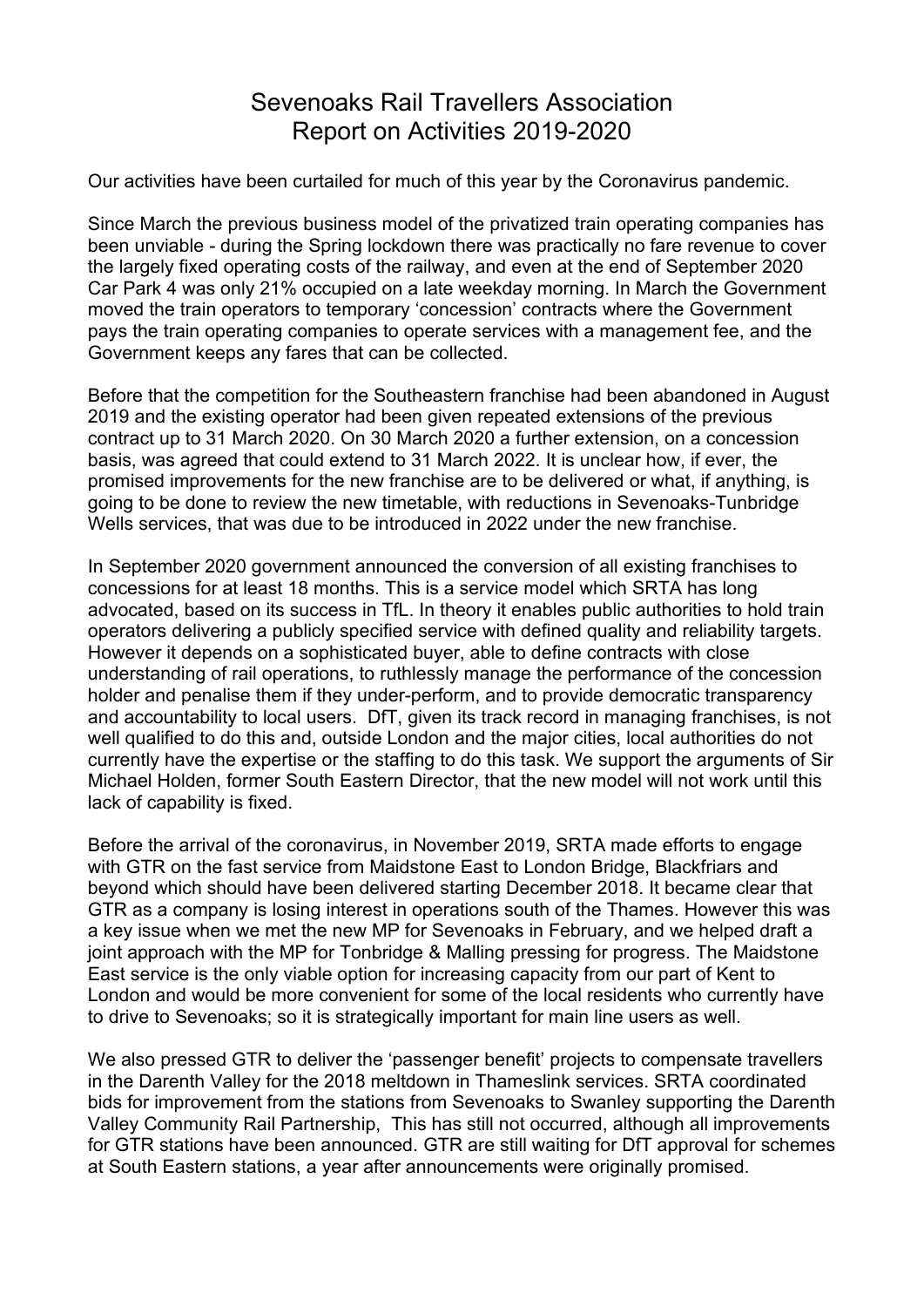# Sevenoaks Rail Travellers Association
# Report on Activities 2019-2020

Our activities have been curtailed for much of this year by the Coronavirus pandemic.

Since March the previous business model of the privatized train operating companies has been unviable - during the Spring lockdown there was practically no fare revenue to cover the largely fixed operating costs of the railway, and even at the end of September 2020 Car Park 4 was only 21% occupied on a late weekday morning. In March the Government moved the train operators to temporary 'concession' contracts where the Government pays the train operating companies to operate services with a management fee, and the Government keeps any fares that can be collected.

Before that the competition for the Southeastern franchise had been abandoned in August 2019 and the existing operator had been given repeated extensions of the previous contract up to 31 March 2020. On 30 March 2020 a further extension, on a concession basis, was agreed that could extend to 31 March 2022. It is unclear how, if ever, the promised improvements for the new franchise are to be delivered or what, if anything, is going to be done to review the new timetable, with reductions in Sevenoaks-Tunbridge Wells services, that was due to be introduced in 2022 under the new franchise.

In September 2020 government announced the conversion of all existing franchises to concessions for at least 18 months. This is a service model which SRTA has long advocated, based on its success in TfL. In theory it enables public authorities to hold train operators delivering a publicly specified service with defined quality and reliability targets. However it depends on a sophisticated buyer, able to define contracts with close understanding of rail operations, to ruthlessly manage the performance of the concession holder and penalise them if they under-perform, and to provide democratic transparency and accountability to local users. DfT, given its track record in managing franchises, is not well qualified to do this and, outside London and the major cities, local authorities do not currently have the expertise or the staffing to do this task. We support the arguments of Sir Michael Holden, former South Eastern Director, that the new model will not work until this lack of capability is fixed.

Before the arrival of the coronavirus, in November 2019, SRTA made efforts to engage with GTR on the fast service from Maidstone East to London Bridge, Blackfriars and beyond which should have been delivered starting December 2018. It became clear that GTR as a company is losing interest in operations south of the Thames. However this was a key issue when we met the new MP for Sevenoaks in February, and we helped draft a joint approach with the MP for Tonbridge & Malling pressing for progress. The Maidstone East service is the only viable option for increasing capacity from our part of Kent to London and would be more convenient for some of the local residents who currently have to drive to Sevenoaks; so it is strategically important for main line users as well.

We also pressed GTR to deliver the 'passenger benefit' projects to compensate travellers in the Darenth Valley for the 2018 meltdown in Thameslink services. SRTA coordinated bids for improvement from the stations from Sevenoaks to Swanley supporting the Darenth Valley Community Rail Partnership, This has still not occurred, although all improvements for GTR stations have been announced. GTR are still waiting for DfT approval for schemes at South Eastern stations, a year after announcements were originally promised.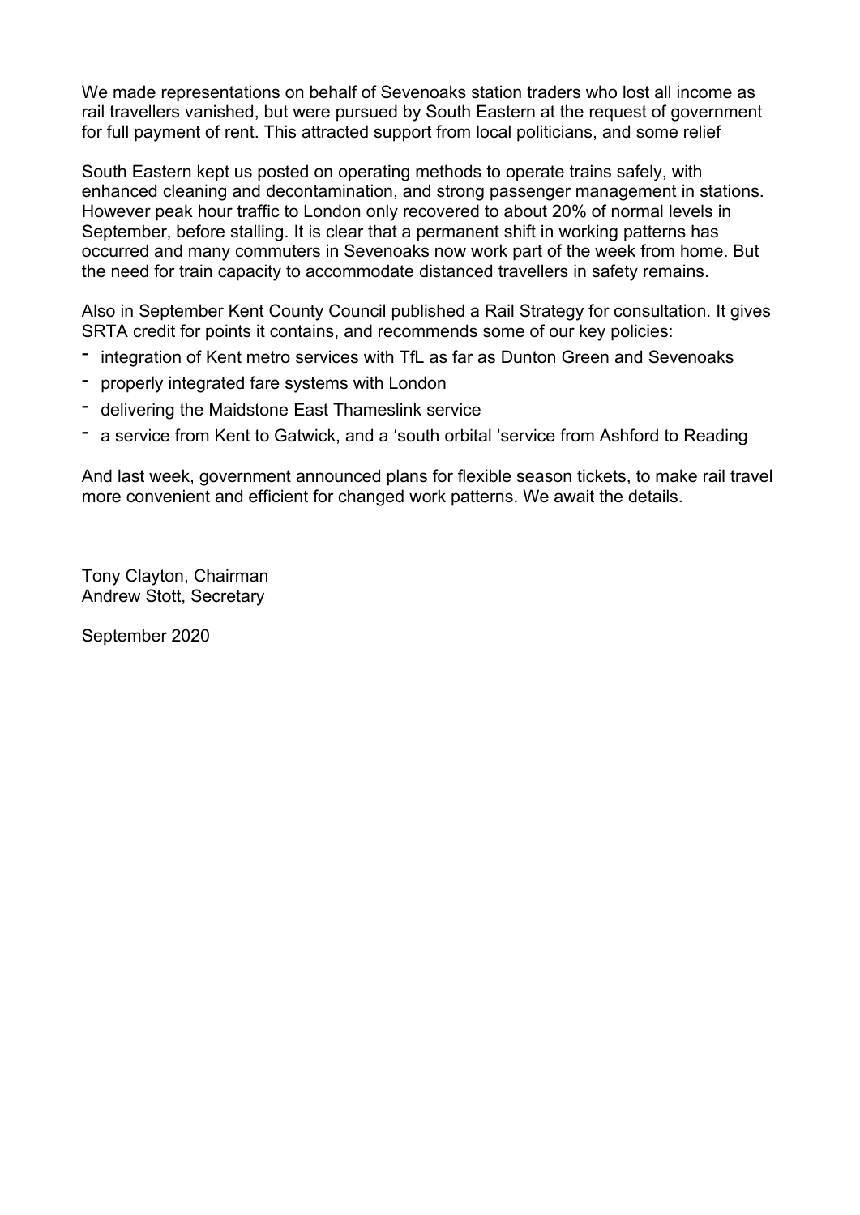We made representations on behalf of Sevenoaks station traders who lost all income as rail travellers vanished, but were pursued by South Eastern at the request of government for full payment of rent. This attracted support from local politicians, and some relief

South Eastern kept us posted on operating methods to operate trains safely, with enhanced cleaning and decontamination, and strong passenger management in stations. However peak hour traffic to London only recovered to about 20% of normal levels in September, before stalling. It is clear that a permanent shift in working patterns has occurred and many commuters in Sevenoaks now work part of the week from home. But the need for train capacity to accommodate distanced travellers in safety remains.

Also in September Kent County Council published a Rail Strategy for consultation. It gives SRTA credit for points it contains, and recommends some of our key policies:

- integration of Kent metro services with TfL as far as Dunton Green and Sevenoaks
- properly integrated fare systems with London
- delivering the Maidstone East Thameslink service
- a service from Kent to Gatwick, and a 'south orbital 'service from Ashford to Reading

And last week, government announced plans for flexible season tickets, to make rail travel more convenient and efficient for changed work patterns. We await the details.

Tony Clayton, Chairman
Andrew Stott, Secretary

September 2020